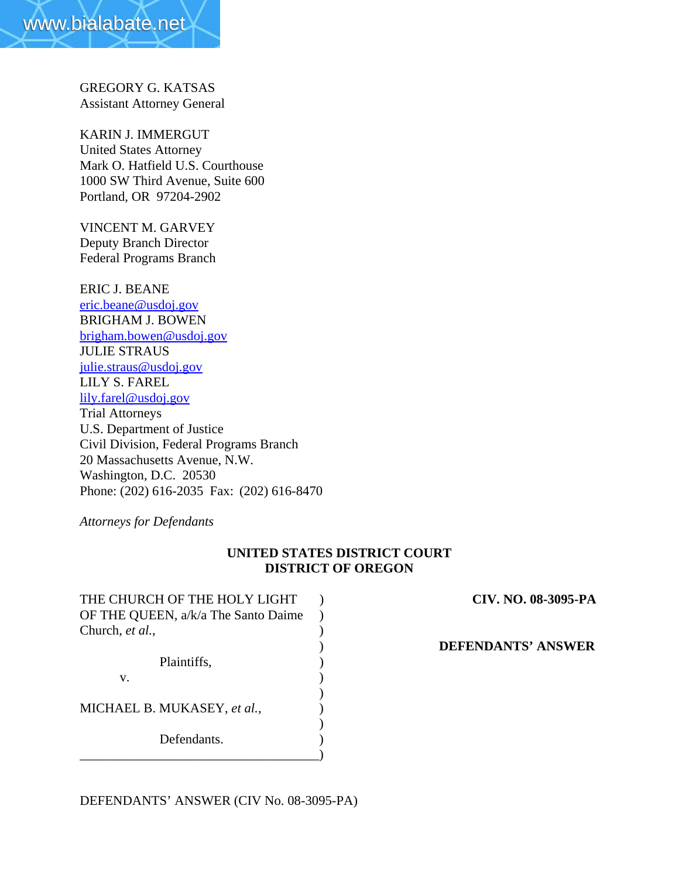GREGORY G. KATSAS
Assistant Attorney General

KARIN J. IMMERGUT
United States Attorney
Mark O. Hatfield U.S. Courthouse
1000 SW Third Avenue, Suite 600
Portland, OR 97204-2902

VINCENT M. GARVEY
Deputy Branch Director
Federal Programs Branch

ERIC J. BEANE
eric.beane@usdoj.gov
BRIGHAM J. BOWEN
brigham.bowen@usdoj.gov
JULIE STRAUS
julie.straus@usdoj.gov
LILY S. FAREL
lily.farel@usdoj.gov
Trial Attorneys
U.S. Department of Justice
Civil Division, Federal Programs Branch
20 Massachusetts Avenue, N.W.
Washington, D.C. 20530
Phone: (202) 616-2035 Fax: (202) 616-8470

*Attorneys for Defendants*

**UNITED STATES DISTRICT COURT**
**DISTRICT OF OREGON**

THE CHURCH OF THE HOLY LIGHT OF THE QUEEN, a/k/a The Santo Daime Church, *et al.*,

Plaintiffs,

v.

MICHAEL B. MUKASEY, *et al.*,

Defendants.

**CIV. NO. 08-3095-PA**

**DEFENDANTS' ANSWER**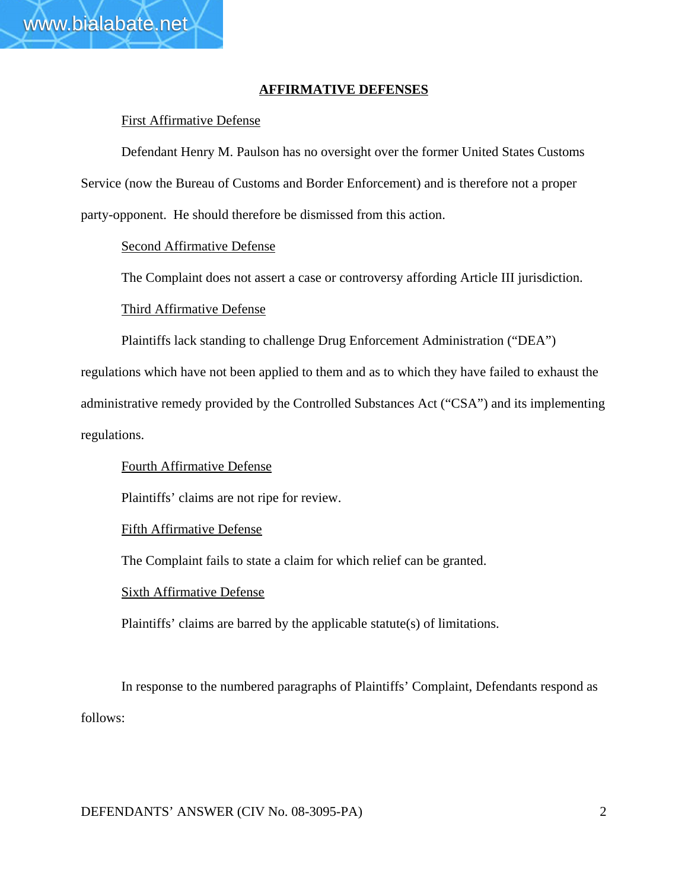## AFFIRMATIVE DEFENSES

First Affirmative Defense

Defendant Henry M. Paulson has no oversight over the former United States Customs Service (now the Bureau of Customs and Border Enforcement) and is therefore not a proper party-opponent. He should therefore be dismissed from this action.

Second Affirmative Defense

The Complaint does not assert a case or controversy affording Article III jurisdiction.

Third Affirmative Defense

Plaintiffs lack standing to challenge Drug Enforcement Administration ("DEA") regulations which have not been applied to them and as to which they have failed to exhaust the administrative remedy provided by the Controlled Substances Act ("CSA") and its implementing regulations.

Fourth Affirmative Defense

Plaintiffs' claims are not ripe for review.

Fifth Affirmative Defense

The Complaint fails to state a claim for which relief can be granted.

Sixth Affirmative Defense

Plaintiffs' claims are barred by the applicable statute(s) of limitations.

In response to the numbered paragraphs of Plaintiffs' Complaint, Defendants respond as follows: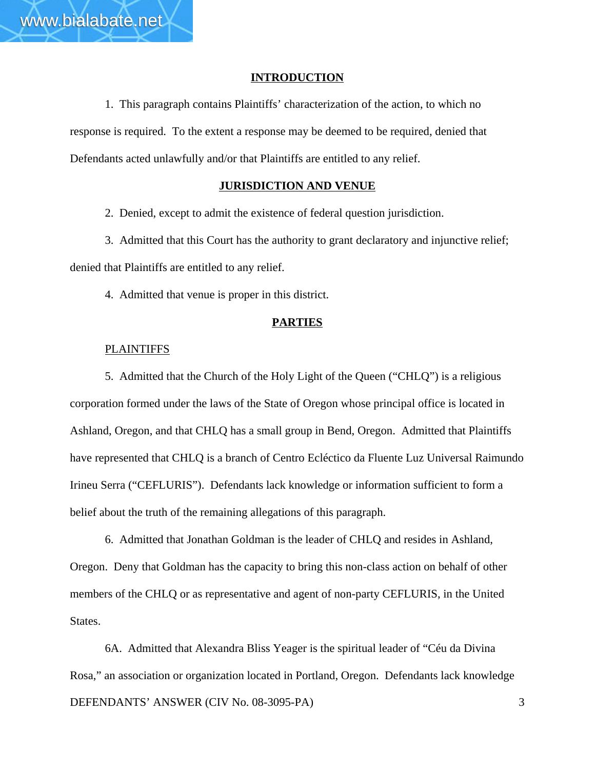## INTRODUCTION

1. This paragraph contains Plaintiffs' characterization of the action, to which no response is required. To the extent a response may be deemed to be required, denied that Defendants acted unlawfully and/or that Plaintiffs are entitled to any relief.

## JURISDICTION AND VENUE

2. Denied, except to admit the existence of federal question jurisdiction.

3. Admitted that this Court has the authority to grant declaratory and injunctive relief; denied that Plaintiffs are entitled to any relief.

4. Admitted that venue is proper in this district.

## PARTIES

PLAINTIFFS

5. Admitted that the Church of the Holy Light of the Queen ("CHLQ") is a religious corporation formed under the laws of the State of Oregon whose principal office is located in Ashland, Oregon, and that CHLQ has a small group in Bend, Oregon. Admitted that Plaintiffs have represented that CHLQ is a branch of Centro Ecléctico da Fluente Luz Universal Raimundo Irineu Serra ("CEFLURIS"). Defendants lack knowledge or information sufficient to form a belief about the truth of the remaining allegations of this paragraph.

6. Admitted that Jonathan Goldman is the leader of CHLQ and resides in Ashland, Oregon. Deny that Goldman has the capacity to bring this non-class action on behalf of other members of the CHLQ or as representative and agent of non-party CEFLURIS, in the United States.

6A. Admitted that Alexandra Bliss Yeager is the spiritual leader of "Céu da Divina Rosa," an association or organization located in Portland, Oregon. Defendants lack knowledge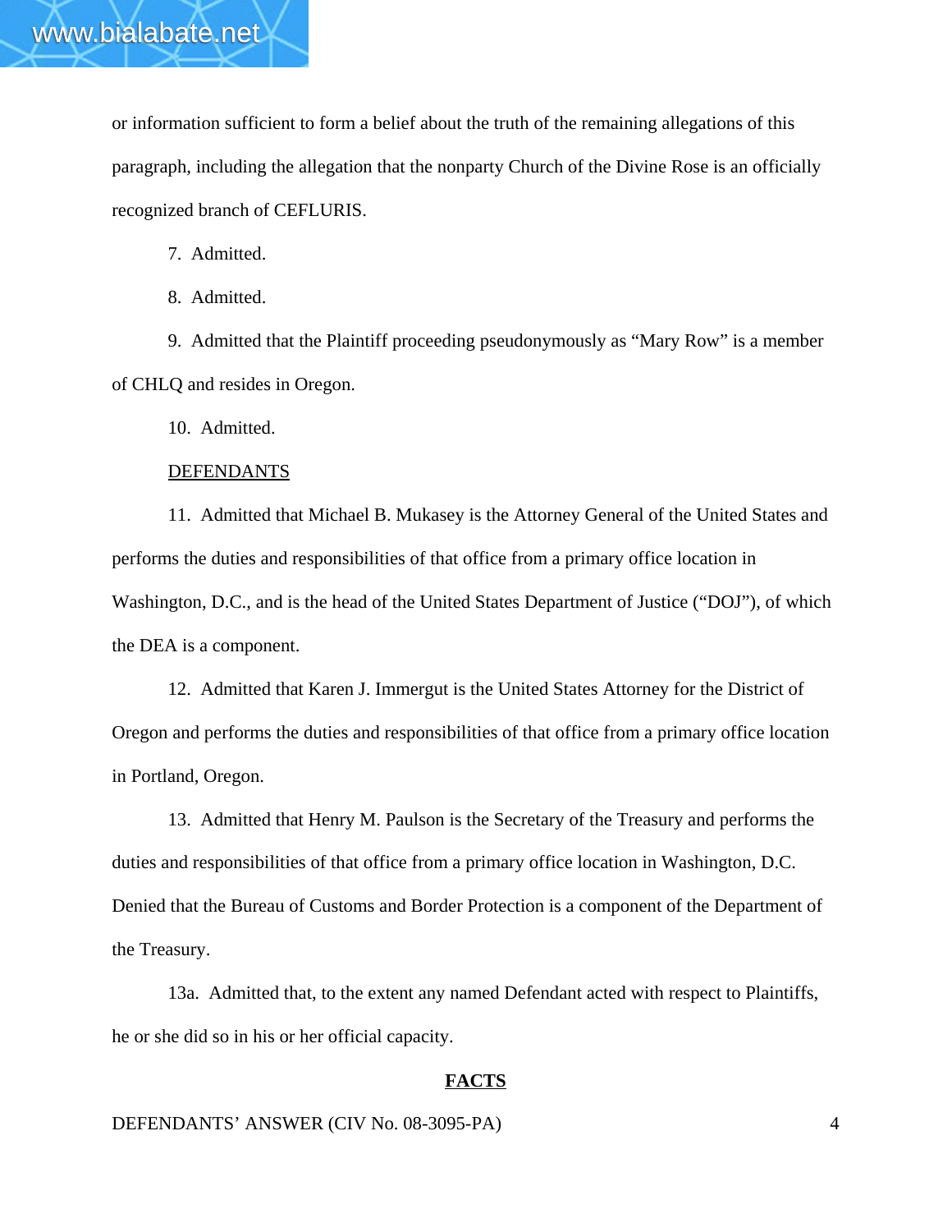or information sufficient to form a belief about the truth of the remaining allegations of this paragraph, including the allegation that the nonparty Church of the Divine Rose is an officially recognized branch of CEFLURIS.

7. Admitted.

8. Admitted.

9. Admitted that the Plaintiff proceeding pseudonymously as "Mary Row" is a member of CHLQ and resides in Oregon.

10. Admitted.

DEFENDANTS

11. Admitted that Michael B. Mukasey is the Attorney General of the United States and performs the duties and responsibilities of that office from a primary office location in Washington, D.C., and is the head of the United States Department of Justice ("DOJ"), of which the DEA is a component.

12. Admitted that Karen J. Immergut is the United States Attorney for the District of Oregon and performs the duties and responsibilities of that office from a primary office location in Portland, Oregon.

13. Admitted that Henry M. Paulson is the Secretary of the Treasury and performs the duties and responsibilities of that office from a primary office location in Washington, D.C. Denied that the Bureau of Customs and Border Protection is a component of the Department of the Treasury.

13a. Admitted that, to the extent any named Defendant acted with respect to Plaintiffs, he or she did so in his or her official capacity.

**FACTS**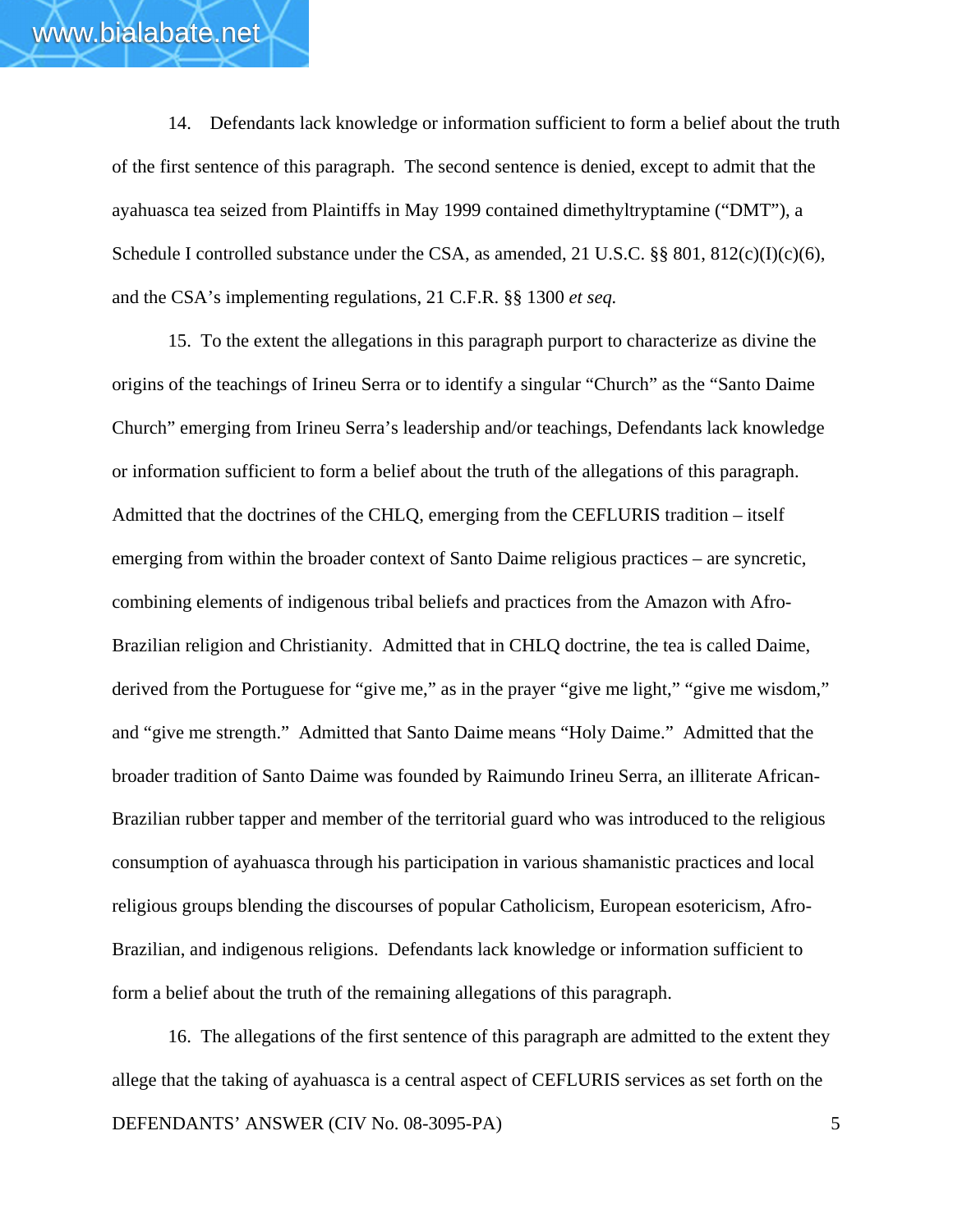14. Defendants lack knowledge or information sufficient to form a belief about the truth of the first sentence of this paragraph. The second sentence is denied, except to admit that the ayahuasca tea seized from Plaintiffs in May 1999 contained dimethyltryptamine ("DMT"), a Schedule I controlled substance under the CSA, as amended, 21 U.S.C. §§ 801, 812(c)(I)(c)(6), and the CSA's implementing regulations, 21 C.F.R. §§ 1300 *et seq.*

15. To the extent the allegations in this paragraph purport to characterize as divine the origins of the teachings of Irineu Serra or to identify a singular "Church" as the "Santo Daime Church" emerging from Irineu Serra's leadership and/or teachings, Defendants lack knowledge or information sufficient to form a belief about the truth of the allegations of this paragraph. Admitted that the doctrines of the CHLQ, emerging from the CEFLURIS tradition – itself emerging from within the broader context of Santo Daime religious practices – are syncretic, combining elements of indigenous tribal beliefs and practices from the Amazon with Afro-Brazilian religion and Christianity. Admitted that in CHLQ doctrine, the tea is called Daime, derived from the Portuguese for "give me," as in the prayer "give me light," "give me wisdom," and "give me strength." Admitted that Santo Daime means "Holy Daime." Admitted that the broader tradition of Santo Daime was founded by Raimundo Irineu Serra, an illiterate African-Brazilian rubber tapper and member of the territorial guard who was introduced to the religious consumption of ayahuasca through his participation in various shamanistic practices and local religious groups blending the discourses of popular Catholicism, European esotericism, Afro-Brazilian, and indigenous religions. Defendants lack knowledge or information sufficient to form a belief about the truth of the remaining allegations of this paragraph.

16. The allegations of the first sentence of this paragraph are admitted to the extent they allege that the taking of ayahuasca is a central aspect of CEFLURIS services as set forth on the

DEFENDANTS' ANSWER (CIV No. 08-3095-PA)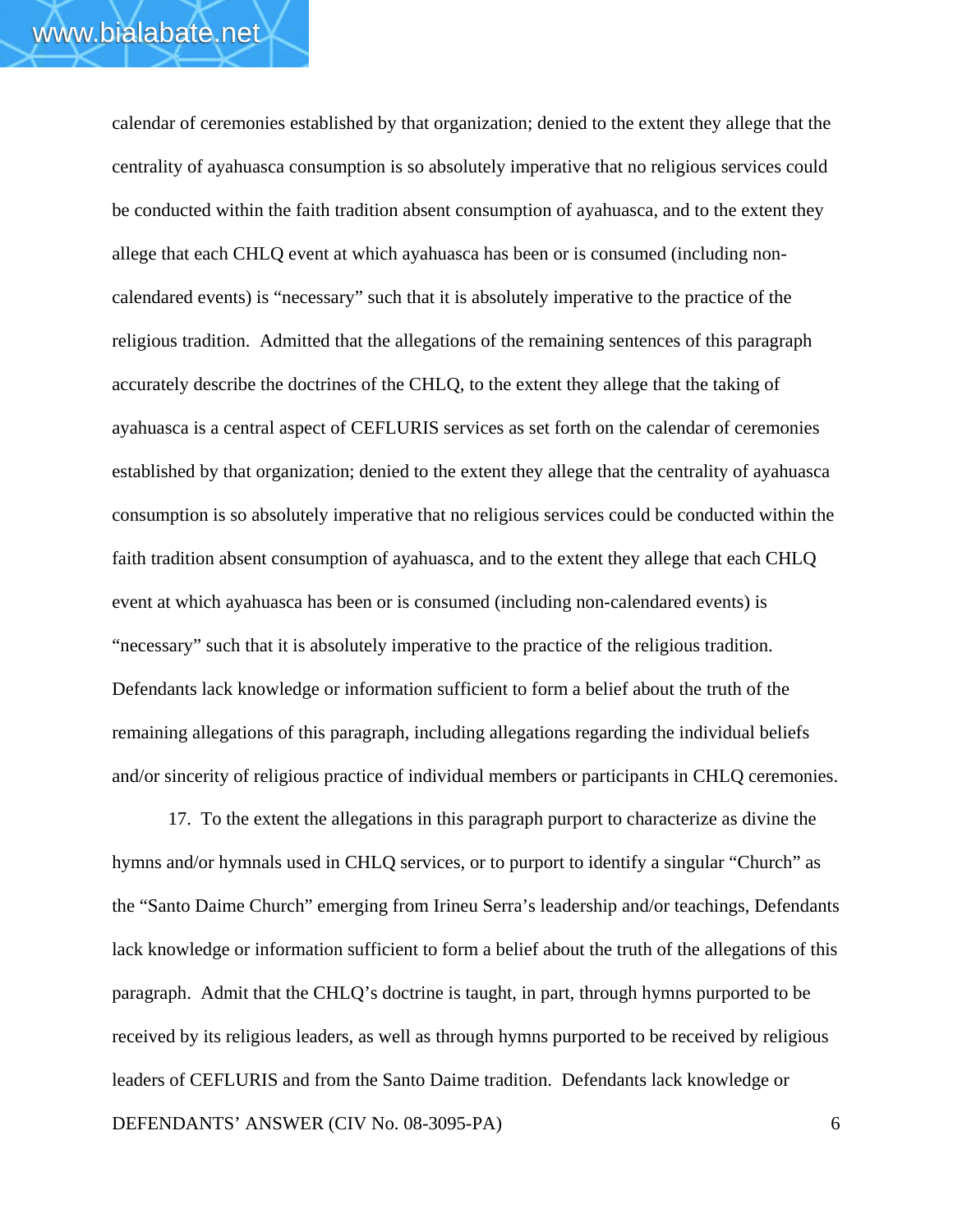calendar of ceremonies established by that organization; denied to the extent they allege that the centrality of ayahuasca consumption is so absolutely imperative that no religious services could be conducted within the faith tradition absent consumption of ayahuasca, and to the extent they allege that each CHLQ event at which ayahuasca has been or is consumed (including non-calendared events) is "necessary" such that it is absolutely imperative to the practice of the religious tradition. Admitted that the allegations of the remaining sentences of this paragraph accurately describe the doctrines of the CHLQ, to the extent they allege that the taking of ayahuasca is a central aspect of CEFLURIS services as set forth on the calendar of ceremonies established by that organization; denied to the extent they allege that the centrality of ayahuasca consumption is so absolutely imperative that no religious services could be conducted within the faith tradition absent consumption of ayahuasca, and to the extent they allege that each CHLQ event at which ayahuasca has been or is consumed (including non-calendared events) is "necessary" such that it is absolutely imperative to the practice of the religious tradition. Defendants lack knowledge or information sufficient to form a belief about the truth of the remaining allegations of this paragraph, including allegations regarding the individual beliefs and/or sincerity of religious practice of individual members or participants in CHLQ ceremonies.

17. To the extent the allegations in this paragraph purport to characterize as divine the hymns and/or hymnals used in CHLQ services, or to purport to identify a singular "Church" as the "Santo Daime Church" emerging from Irineu Serra's leadership and/or teachings, Defendants lack knowledge or information sufficient to form a belief about the truth of the allegations of this paragraph. Admit that the CHLQ's doctrine is taught, in part, through hymns purported to be received by its religious leaders, as well as through hymns purported to be received by religious leaders of CEFLURIS and from the Santo Daime tradition. Defendants lack knowledge or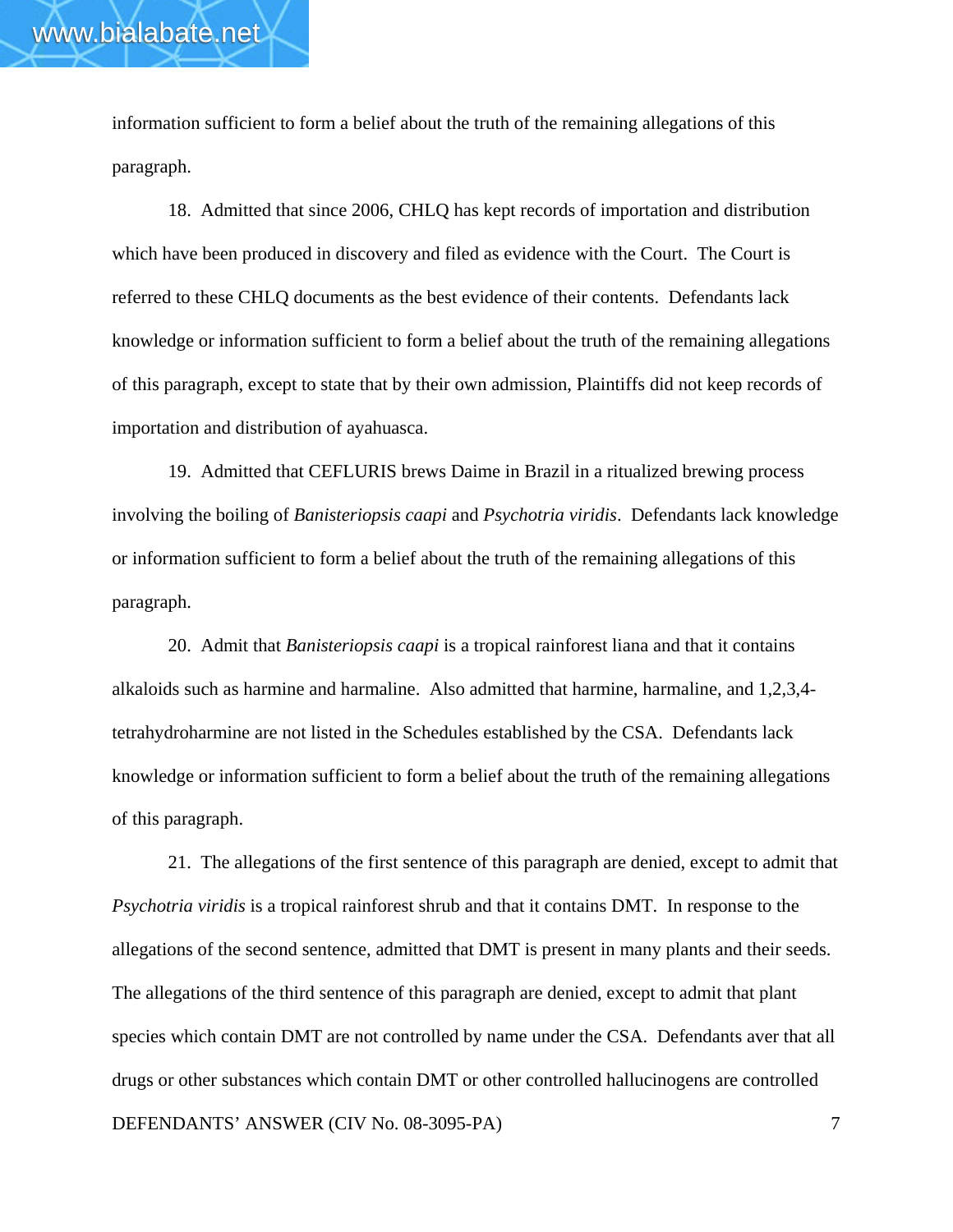information sufficient to form a belief about the truth of the remaining allegations of this paragraph.

18. Admitted that since 2006, CHLQ has kept records of importation and distribution which have been produced in discovery and filed as evidence with the Court. The Court is referred to these CHLQ documents as the best evidence of their contents. Defendants lack knowledge or information sufficient to form a belief about the truth of the remaining allegations of this paragraph, except to state that by their own admission, Plaintiffs did not keep records of importation and distribution of ayahuasca.

19. Admitted that CEFLURIS brews Daime in Brazil in a ritualized brewing process involving the boiling of *Banisteriopsis caapi* and *Psychotria viridis*. Defendants lack knowledge or information sufficient to form a belief about the truth of the remaining allegations of this paragraph.

20. Admit that *Banisteriopsis caapi* is a tropical rainforest liana and that it contains alkaloids such as harmine and harmaline. Also admitted that harmine, harmaline, and 1,2,3,4-tetrahydroharmine are not listed in the Schedules established by the CSA. Defendants lack knowledge or information sufficient to form a belief about the truth of the remaining allegations of this paragraph.

21. The allegations of the first sentence of this paragraph are denied, except to admit that *Psychotria viridis* is a tropical rainforest shrub and that it contains DMT. In response to the allegations of the second sentence, admitted that DMT is present in many plants and their seeds. The allegations of the third sentence of this paragraph are denied, except to admit that plant species which contain DMT are not controlled by name under the CSA. Defendants aver that all drugs or other substances which contain DMT or other controlled hallucinogens are controlled

DEFENDANTS' ANSWER (CIV No. 08-3095-PA)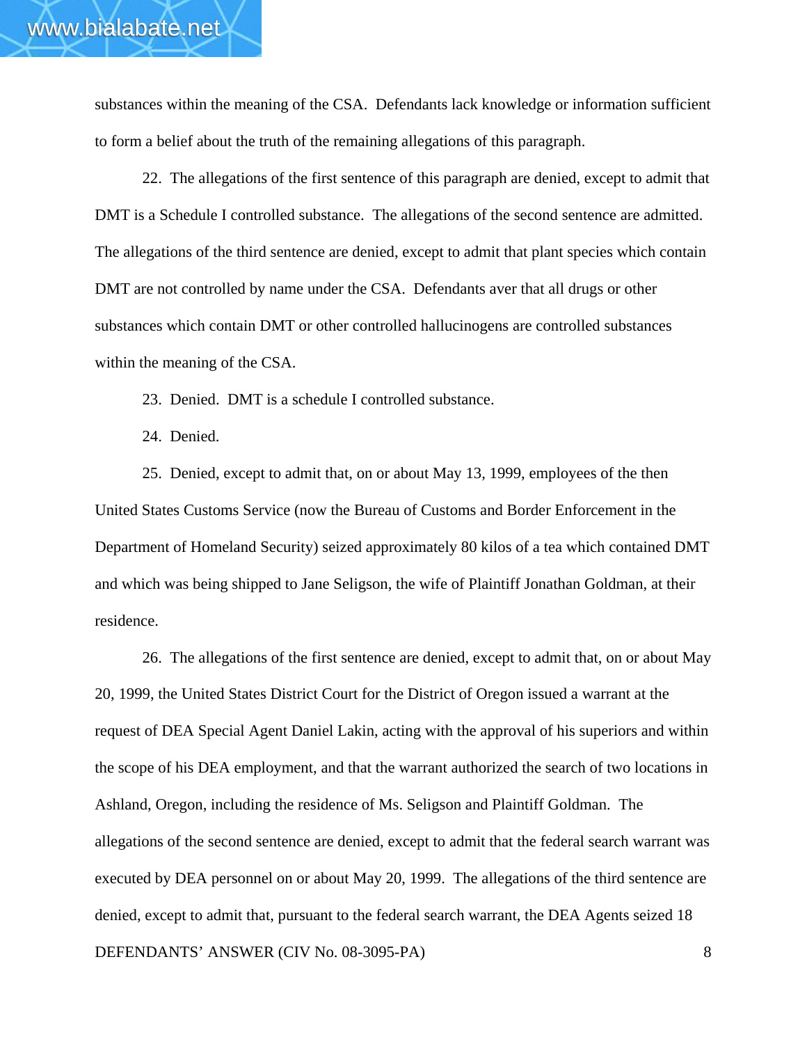substances within the meaning of the CSA. Defendants lack knowledge or information sufficient to form a belief about the truth of the remaining allegations of this paragraph.

22. The allegations of the first sentence of this paragraph are denied, except to admit that DMT is a Schedule I controlled substance. The allegations of the second sentence are admitted. The allegations of the third sentence are denied, except to admit that plant species which contain DMT are not controlled by name under the CSA. Defendants aver that all drugs or other substances which contain DMT or other controlled hallucinogens are controlled substances within the meaning of the CSA.

23. Denied. DMT is a schedule I controlled substance.

24. Denied.

25. Denied, except to admit that, on or about May 13, 1999, employees of the then United States Customs Service (now the Bureau of Customs and Border Enforcement in the Department of Homeland Security) seized approximately 80 kilos of a tea which contained DMT and which was being shipped to Jane Seligson, the wife of Plaintiff Jonathan Goldman, at their residence.

26. The allegations of the first sentence are denied, except to admit that, on or about May 20, 1999, the United States District Court for the District of Oregon issued a warrant at the request of DEA Special Agent Daniel Lakin, acting with the approval of his superiors and within the scope of his DEA employment, and that the warrant authorized the search of two locations in Ashland, Oregon, including the residence of Ms. Seligson and Plaintiff Goldman. The allegations of the second sentence are denied, except to admit that the federal search warrant was executed by DEA personnel on or about May 20, 1999. The allegations of the third sentence are denied, except to admit that, pursuant to the federal search warrant, the DEA Agents seized 18

DEFENDANTS' ANSWER (CIV No. 08-3095-PA)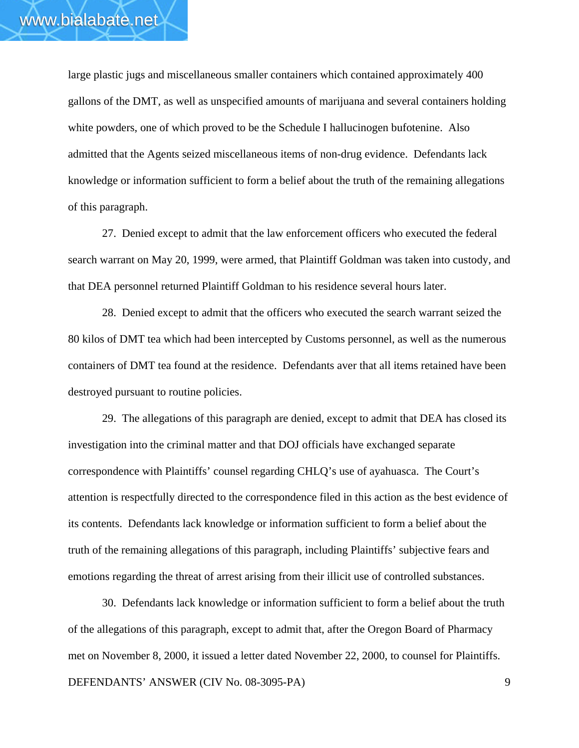large plastic jugs and miscellaneous smaller containers which contained approximately 400 gallons of the DMT, as well as unspecified amounts of marijuana and several containers holding white powders, one of which proved to be the Schedule I hallucinogen bufotenine. Also admitted that the Agents seized miscellaneous items of non-drug evidence. Defendants lack knowledge or information sufficient to form a belief about the truth of the remaining allegations of this paragraph.

27. Denied except to admit that the law enforcement officers who executed the federal search warrant on May 20, 1999, were armed, that Plaintiff Goldman was taken into custody, and that DEA personnel returned Plaintiff Goldman to his residence several hours later.

28. Denied except to admit that the officers who executed the search warrant seized the 80 kilos of DMT tea which had been intercepted by Customs personnel, as well as the numerous containers of DMT tea found at the residence. Defendants aver that all items retained have been destroyed pursuant to routine policies.

29. The allegations of this paragraph are denied, except to admit that DEA has closed its investigation into the criminal matter and that DOJ officials have exchanged separate correspondence with Plaintiffs' counsel regarding CHLQ's use of ayahuasca. The Court's attention is respectfully directed to the correspondence filed in this action as the best evidence of its contents. Defendants lack knowledge or information sufficient to form a belief about the truth of the remaining allegations of this paragraph, including Plaintiffs' subjective fears and emotions regarding the threat of arrest arising from their illicit use of controlled substances.

30. Defendants lack knowledge or information sufficient to form a belief about the truth of the allegations of this paragraph, except to admit that, after the Oregon Board of Pharmacy met on November 8, 2000, it issued a letter dated November 22, 2000, to counsel for Plaintiffs.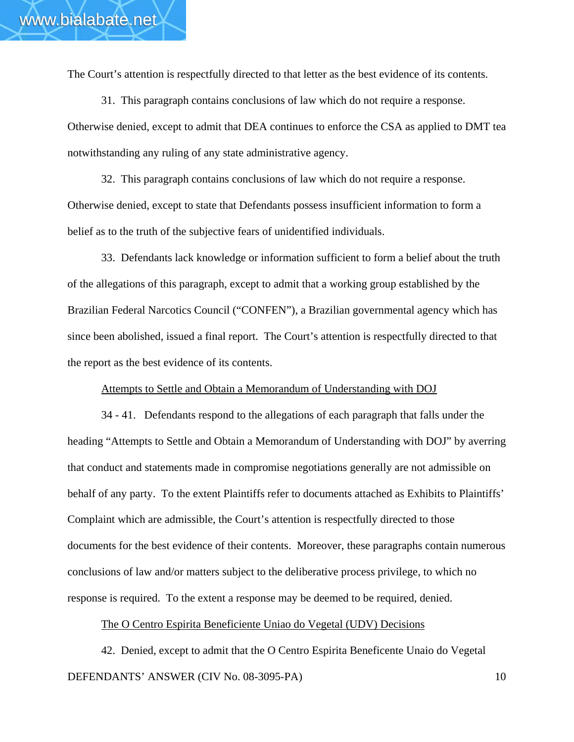The Court's attention is respectfully directed to that letter as the best evidence of its contents.

31. This paragraph contains conclusions of law which do not require a response. Otherwise denied, except to admit that DEA continues to enforce the CSA as applied to DMT tea notwithstanding any ruling of any state administrative agency.

32. This paragraph contains conclusions of law which do not require a response. Otherwise denied, except to state that Defendants possess insufficient information to form a belief as to the truth of the subjective fears of unidentified individuals.

33. Defendants lack knowledge or information sufficient to form a belief about the truth of the allegations of this paragraph, except to admit that a working group established by the Brazilian Federal Narcotics Council ("CONFEN"), a Brazilian governmental agency which has since been abolished, issued a final report. The Court's attention is respectfully directed to that the report as the best evidence of its contents.

<u>Attempts to Settle and Obtain a Memorandum of Understanding with DOJ</u>

34 - 41. Defendants respond to the allegations of each paragraph that falls under the heading "Attempts to Settle and Obtain a Memorandum of Understanding with DOJ" by averring that conduct and statements made in compromise negotiations generally are not admissible on behalf of any party. To the extent Plaintiffs refer to documents attached as Exhibits to Plaintiffs' Complaint which are admissible, the Court's attention is respectfully directed to those documents for the best evidence of their contents. Moreover, these paragraphs contain numerous conclusions of law and/or matters subject to the deliberative process privilege, to which no response is required. To the extent a response may be deemed to be required, denied.

<u>The O Centro Espirita Beneficiente Uniao do Vegetal (UDV) Decisions</u>

42. Denied, except to admit that the O Centro Espirita Beneficente Unaio do Vegetal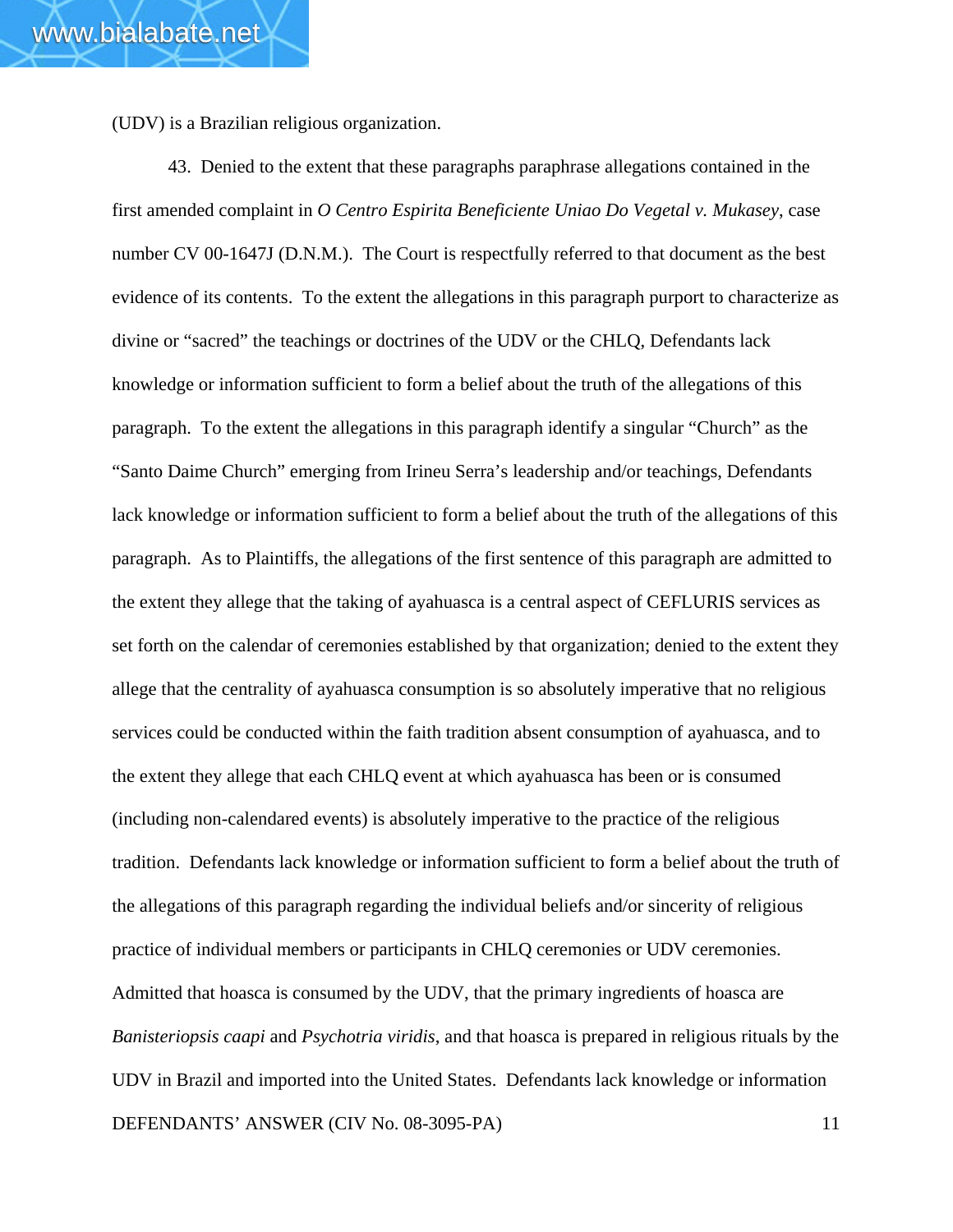(UDV) is a Brazilian religious organization.

43. Denied to the extent that these paragraphs paraphrase allegations contained in the first amended complaint in *O Centro Espirita Beneficiente Uniao Do Vegetal v. Mukasey*, case number CV 00-1647J (D.N.M.). The Court is respectfully referred to that document as the best evidence of its contents. To the extent the allegations in this paragraph purport to characterize as divine or "sacred" the teachings or doctrines of the UDV or the CHLQ, Defendants lack knowledge or information sufficient to form a belief about the truth of the allegations of this paragraph. To the extent the allegations in this paragraph identify a singular "Church" as the "Santo Daime Church" emerging from Irineu Serra's leadership and/or teachings, Defendants lack knowledge or information sufficient to form a belief about the truth of the allegations of this paragraph. As to Plaintiffs, the allegations of the first sentence of this paragraph are admitted to the extent they allege that the taking of ayahuasca is a central aspect of CEFLURIS services as set forth on the calendar of ceremonies established by that organization; denied to the extent they allege that the centrality of ayahuasca consumption is so absolutely imperative that no religious services could be conducted within the faith tradition absent consumption of ayahuasca, and to the extent they allege that each CHLQ event at which ayahuasca has been or is consumed (including non-calendared events) is absolutely imperative to the practice of the religious tradition. Defendants lack knowledge or information sufficient to form a belief about the truth of the allegations of this paragraph regarding the individual beliefs and/or sincerity of religious practice of individual members or participants in CHLQ ceremonies or UDV ceremonies. Admitted that hoasca is consumed by the UDV, that the primary ingredients of hoasca are *Banisteriopsis caapi* and *Psychotria viridis*, and that hoasca is prepared in religious rituals by the UDV in Brazil and imported into the United States. Defendants lack knowledge or information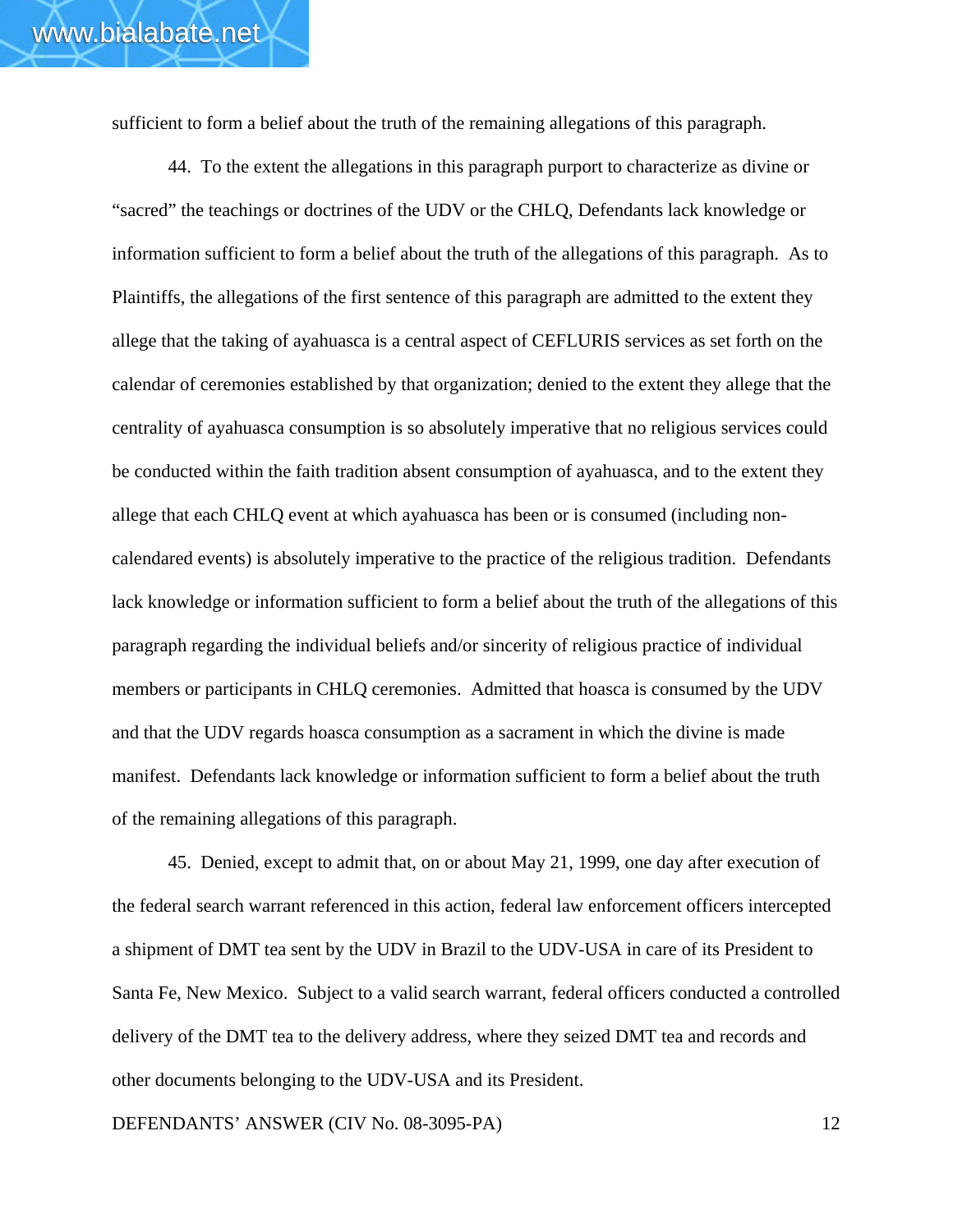sufficient to form a belief about the truth of the remaining allegations of this paragraph.

44. To the extent the allegations in this paragraph purport to characterize as divine or "sacred" the teachings or doctrines of the UDV or the CHLQ, Defendants lack knowledge or information sufficient to form a belief about the truth of the allegations of this paragraph. As to Plaintiffs, the allegations of the first sentence of this paragraph are admitted to the extent they allege that the taking of ayahuasca is a central aspect of CEFLURIS services as set forth on the calendar of ceremonies established by that organization; denied to the extent they allege that the centrality of ayahuasca consumption is so absolutely imperative that no religious services could be conducted within the faith tradition absent consumption of ayahuasca, and to the extent they allege that each CHLQ event at which ayahuasca has been or is consumed (including non-calendared events) is absolutely imperative to the practice of the religious tradition. Defendants lack knowledge or information sufficient to form a belief about the truth of the allegations of this paragraph regarding the individual beliefs and/or sincerity of religious practice of individual members or participants in CHLQ ceremonies. Admitted that hoasca is consumed by the UDV and that the UDV regards hoasca consumption as a sacrament in which the divine is made manifest. Defendants lack knowledge or information sufficient to form a belief about the truth of the remaining allegations of this paragraph.

45. Denied, except to admit that, on or about May 21, 1999, one day after execution of the federal search warrant referenced in this action, federal law enforcement officers intercepted a shipment of DMT tea sent by the UDV in Brazil to the UDV-USA in care of its President to Santa Fe, New Mexico. Subject to a valid search warrant, federal officers conducted a controlled delivery of the DMT tea to the delivery address, where they seized DMT tea and records and other documents belonging to the UDV-USA and its President.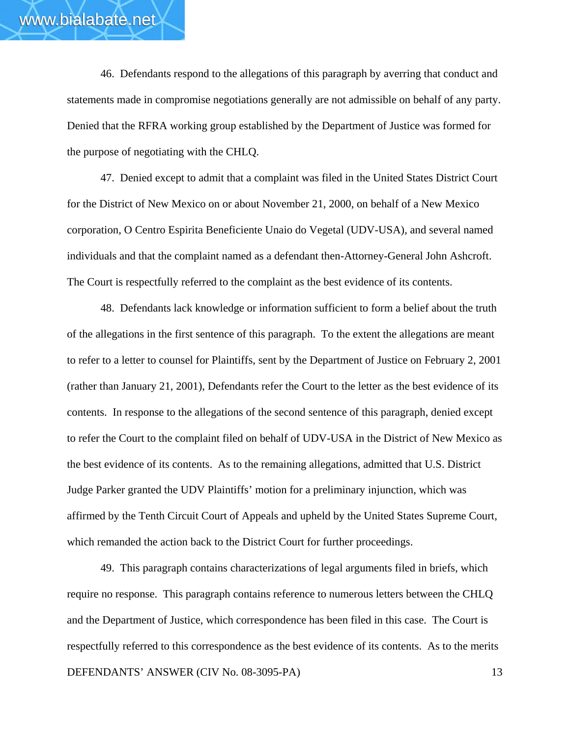46. Defendants respond to the allegations of this paragraph by averring that conduct and statements made in compromise negotiations generally are not admissible on behalf of any party. Denied that the RFRA working group established by the Department of Justice was formed for the purpose of negotiating with the CHLQ.

47. Denied except to admit that a complaint was filed in the United States District Court for the District of New Mexico on or about November 21, 2000, on behalf of a New Mexico corporation, O Centro Espirita Beneficiente Unaio do Vegetal (UDV-USA), and several named individuals and that the complaint named as a defendant then-Attorney-General John Ashcroft. The Court is respectfully referred to the complaint as the best evidence of its contents.

48. Defendants lack knowledge or information sufficient to form a belief about the truth of the allegations in the first sentence of this paragraph. To the extent the allegations are meant to refer to a letter to counsel for Plaintiffs, sent by the Department of Justice on February 2, 2001 (rather than January 21, 2001), Defendants refer the Court to the letter as the best evidence of its contents. In response to the allegations of the second sentence of this paragraph, denied except to refer the Court to the complaint filed on behalf of UDV-USA in the District of New Mexico as the best evidence of its contents. As to the remaining allegations, admitted that U.S. District Judge Parker granted the UDV Plaintiffs' motion for a preliminary injunction, which was affirmed by the Tenth Circuit Court of Appeals and upheld by the United States Supreme Court, which remanded the action back to the District Court for further proceedings.

49. This paragraph contains characterizations of legal arguments filed in briefs, which require no response. This paragraph contains reference to numerous letters between the CHLQ and the Department of Justice, which correspondence has been filed in this case. The Court is respectfully referred to this correspondence as the best evidence of its contents. As to the merits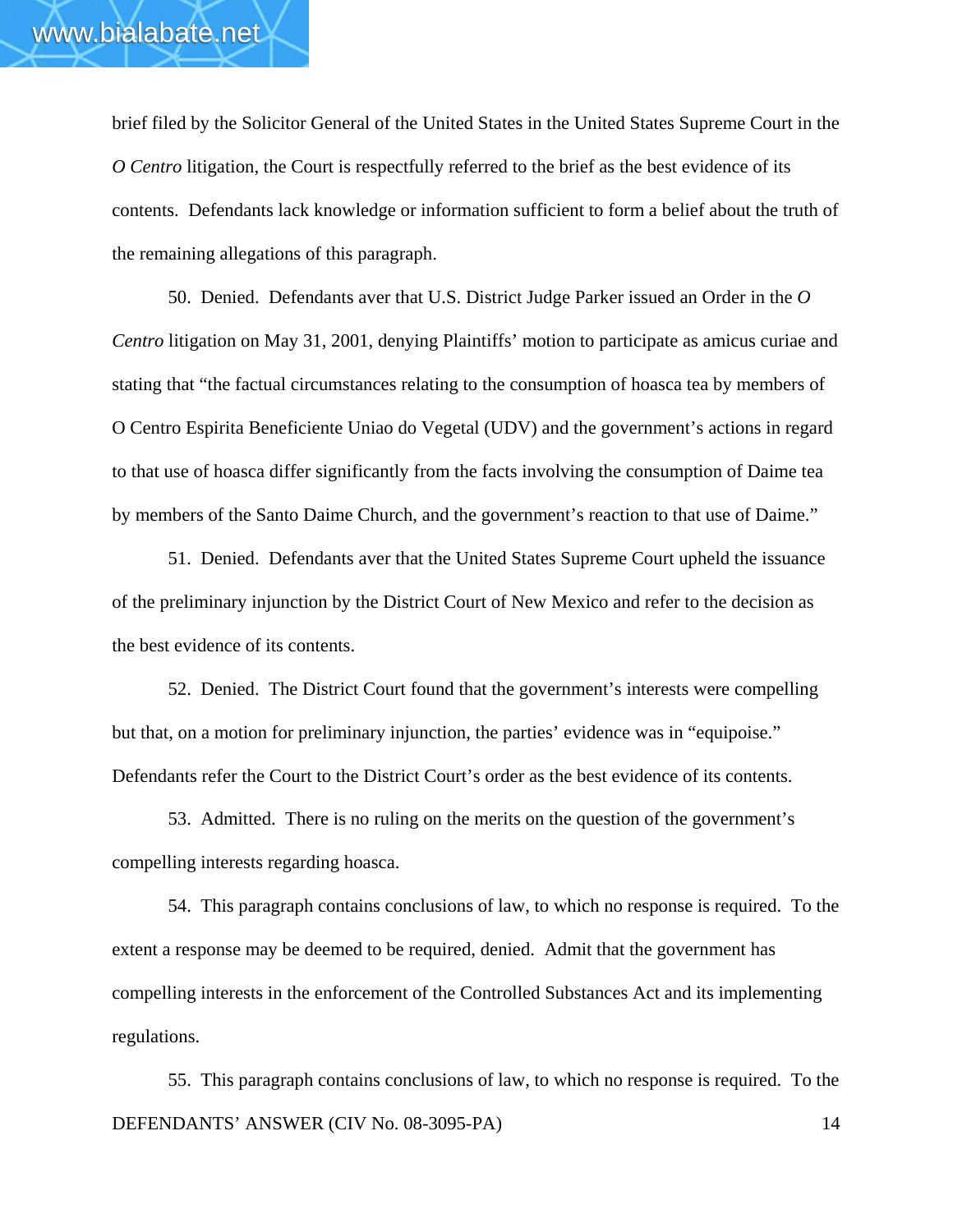brief filed by the Solicitor General of the United States in the United States Supreme Court in the *O Centro* litigation, the Court is respectfully referred to the brief as the best evidence of its contents. Defendants lack knowledge or information sufficient to form a belief about the truth of the remaining allegations of this paragraph.

50. Denied. Defendants aver that U.S. District Judge Parker issued an Order in the *O Centro* litigation on May 31, 2001, denying Plaintiffs' motion to participate as amicus curiae and stating that "the factual circumstances relating to the consumption of hoasca tea by members of O Centro Espirita Beneficiente Uniao do Vegetal (UDV) and the government's actions in regard to that use of hoasca differ significantly from the facts involving the consumption of Daime tea by members of the Santo Daime Church, and the government's reaction to that use of Daime."

51. Denied. Defendants aver that the United States Supreme Court upheld the issuance of the preliminary injunction by the District Court of New Mexico and refer to the decision as the best evidence of its contents.

52. Denied. The District Court found that the government's interests were compelling but that, on a motion for preliminary injunction, the parties' evidence was in "equipoise." Defendants refer the Court to the District Court's order as the best evidence of its contents.

53. Admitted. There is no ruling on the merits on the question of the government's compelling interests regarding hoasca.

54. This paragraph contains conclusions of law, to which no response is required. To the extent a response may be deemed to be required, denied. Admit that the government has compelling interests in the enforcement of the Controlled Substances Act and its implementing regulations.

55. This paragraph contains conclusions of law, to which no response is required. To the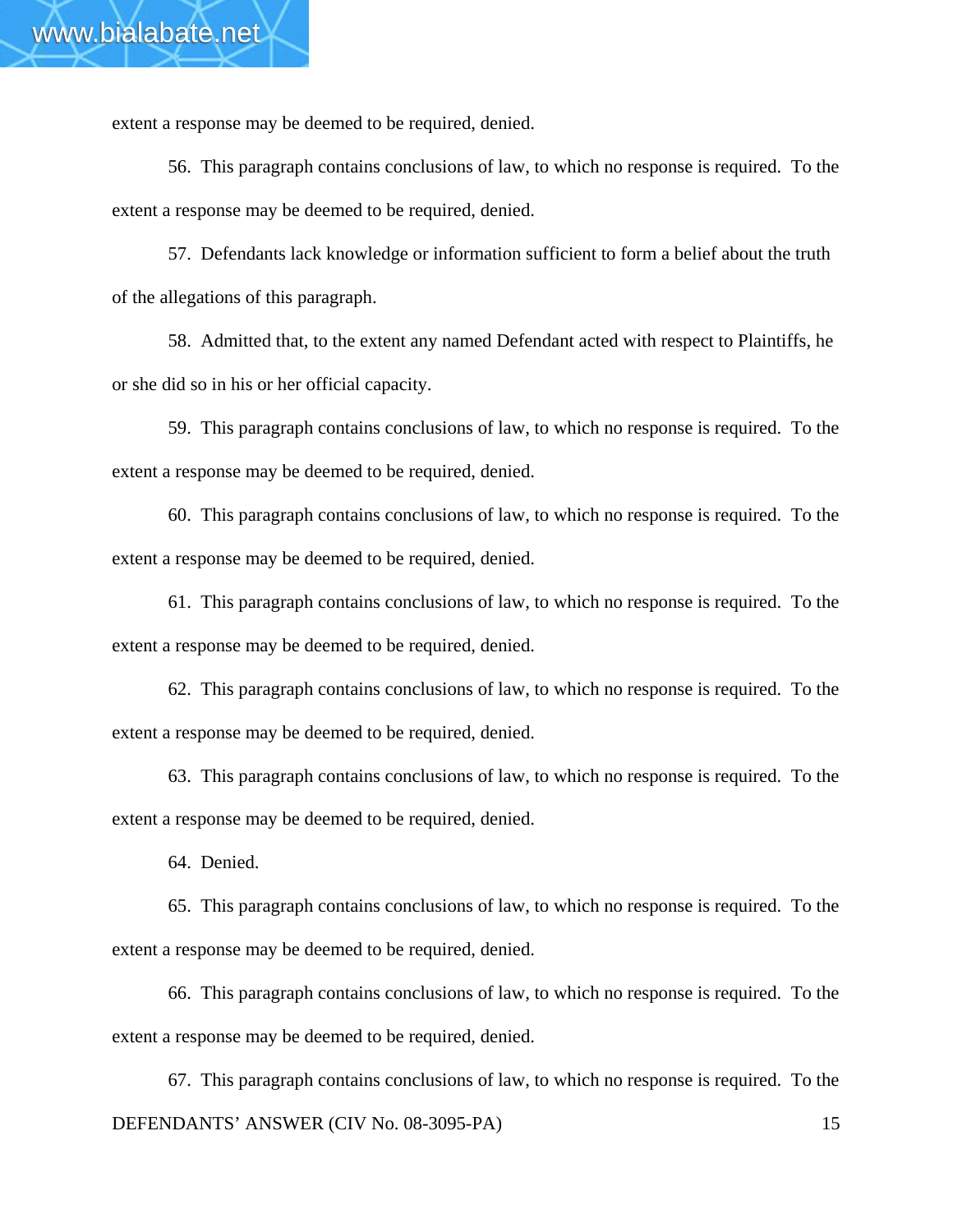extent a response may be deemed to be required, denied.

56. This paragraph contains conclusions of law, to which no response is required. To the extent a response may be deemed to be required, denied.

57. Defendants lack knowledge or information sufficient to form a belief about the truth of the allegations of this paragraph.

58. Admitted that, to the extent any named Defendant acted with respect to Plaintiffs, he or she did so in his or her official capacity.

59. This paragraph contains conclusions of law, to which no response is required. To the extent a response may be deemed to be required, denied.

60. This paragraph contains conclusions of law, to which no response is required. To the extent a response may be deemed to be required, denied.

61. This paragraph contains conclusions of law, to which no response is required. To the extent a response may be deemed to be required, denied.

62. This paragraph contains conclusions of law, to which no response is required. To the extent a response may be deemed to be required, denied.

63. This paragraph contains conclusions of law, to which no response is required. To the extent a response may be deemed to be required, denied.

64. Denied.

65. This paragraph contains conclusions of law, to which no response is required. To the extent a response may be deemed to be required, denied.

66. This paragraph contains conclusions of law, to which no response is required. To the extent a response may be deemed to be required, denied.

67. This paragraph contains conclusions of law, to which no response is required. To the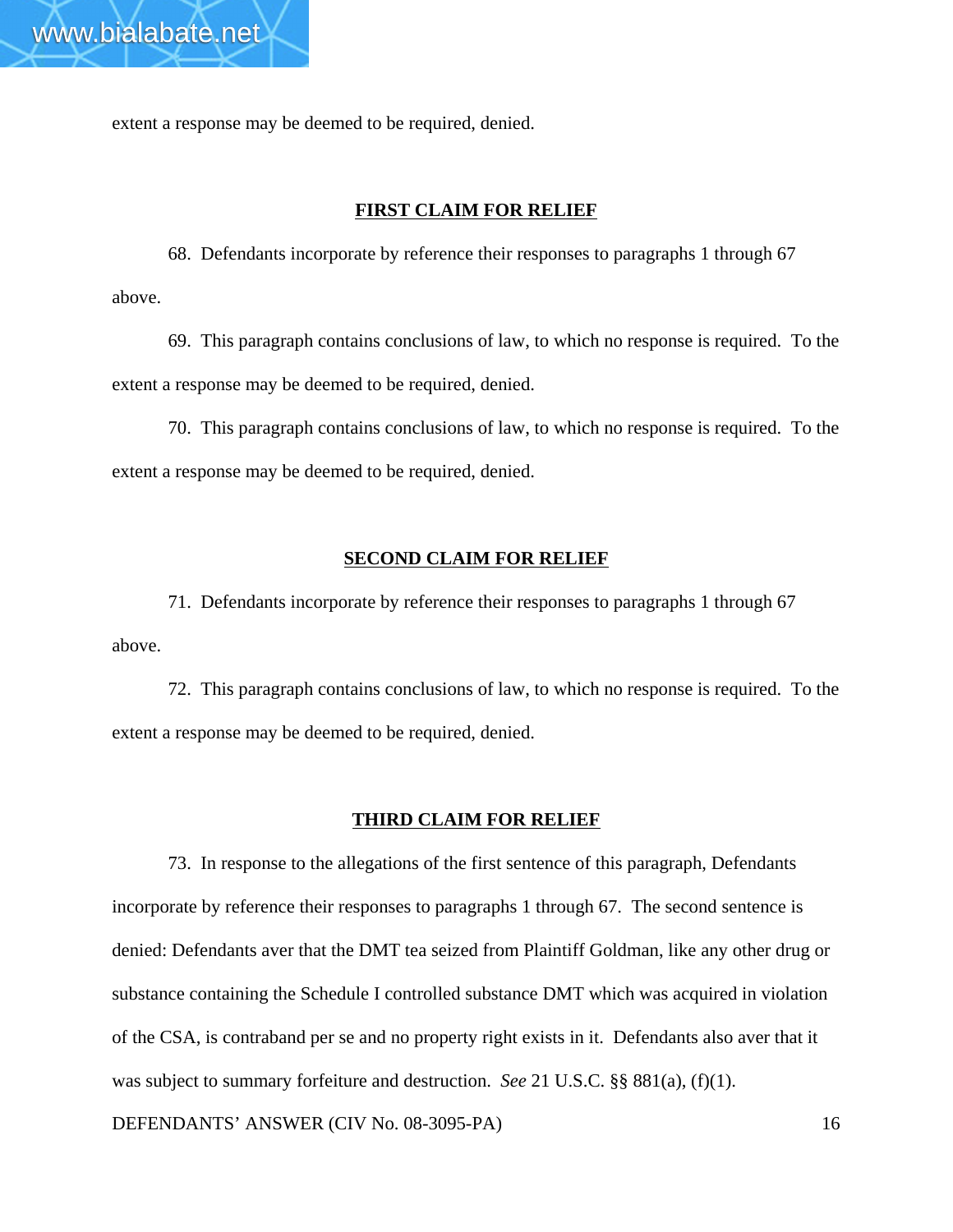extent a response may be deemed to be required, denied.

**FIRST CLAIM FOR RELIEF**

68. Defendants incorporate by reference their responses to paragraphs 1 through 67 above.

69. This paragraph contains conclusions of law, to which no response is required. To the extent a response may be deemed to be required, denied.

70. This paragraph contains conclusions of law, to which no response is required. To the extent a response may be deemed to be required, denied.

**SECOND CLAIM FOR RELIEF**

71. Defendants incorporate by reference their responses to paragraphs 1 through 67 above.

72. This paragraph contains conclusions of law, to which no response is required. To the extent a response may be deemed to be required, denied.

**THIRD CLAIM FOR RELIEF**

73. In response to the allegations of the first sentence of this paragraph, Defendants incorporate by reference their responses to paragraphs 1 through 67. The second sentence is denied: Defendants aver that the DMT tea seized from Plaintiff Goldman, like any other drug or substance containing the Schedule I controlled substance DMT which was acquired in violation of the CSA, is contraband per se and no property right exists in it. Defendants also aver that it was subject to summary forfeiture and destruction. *See* 21 U.S.C. §§ 881(a), (f)(1).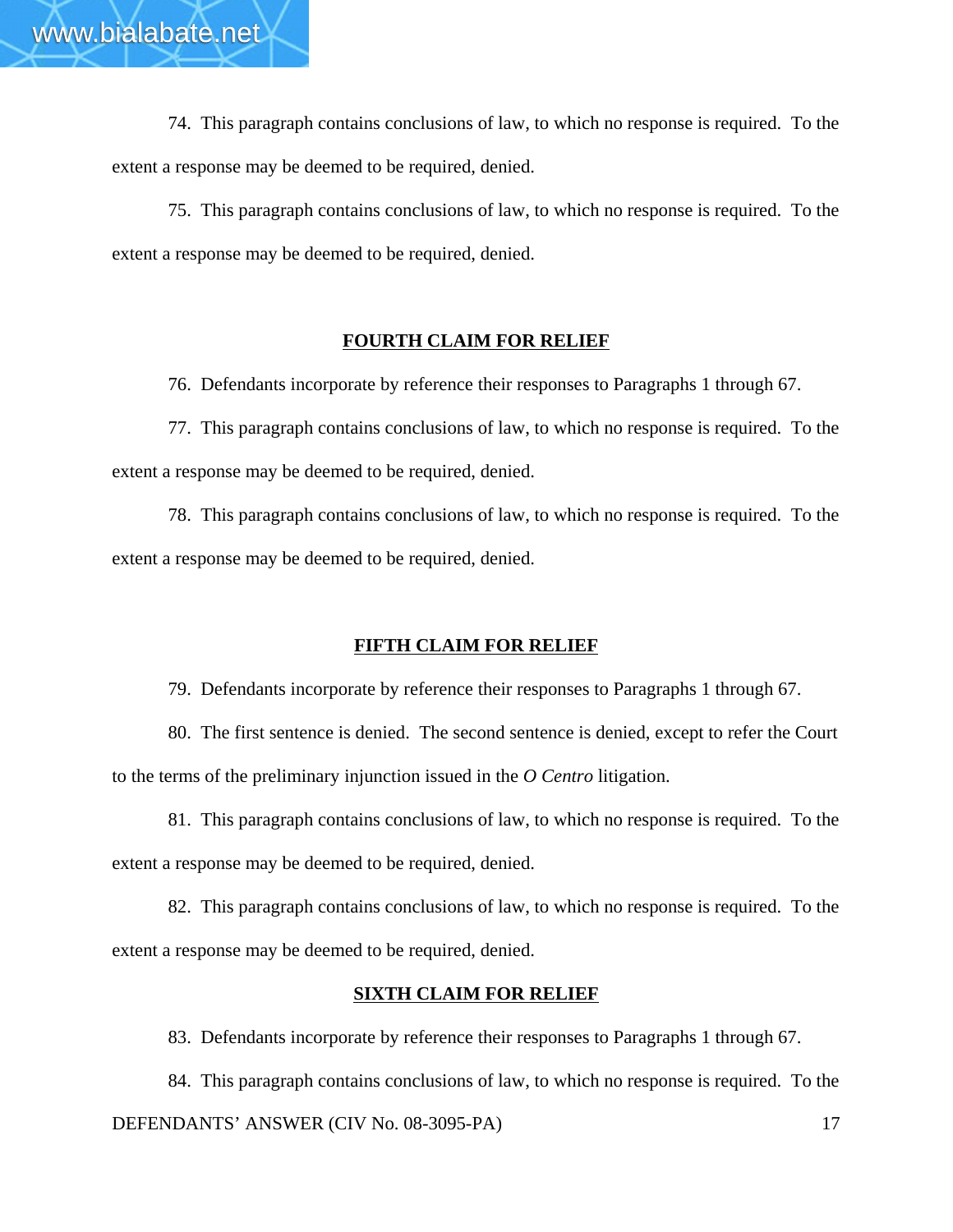74. This paragraph contains conclusions of law, to which no response is required. To the extent a response may be deemed to be required, denied.

75. This paragraph contains conclusions of law, to which no response is required. To the extent a response may be deemed to be required, denied.

## FOURTH CLAIM FOR RELIEF

76. Defendants incorporate by reference their responses to Paragraphs 1 through 67.

77. This paragraph contains conclusions of law, to which no response is required. To the extent a response may be deemed to be required, denied.

78. This paragraph contains conclusions of law, to which no response is required. To the extent a response may be deemed to be required, denied.

## FIFTH CLAIM FOR RELIEF

79. Defendants incorporate by reference their responses to Paragraphs 1 through 67.

80. The first sentence is denied. The second sentence is denied, except to refer the Court to the terms of the preliminary injunction issued in the *O Centro* litigation.

81. This paragraph contains conclusions of law, to which no response is required. To the extent a response may be deemed to be required, denied.

82. This paragraph contains conclusions of law, to which no response is required. To the extent a response may be deemed to be required, denied.

## SIXTH CLAIM FOR RELIEF

83. Defendants incorporate by reference their responses to Paragraphs 1 through 67.

84. This paragraph contains conclusions of law, to which no response is required. To the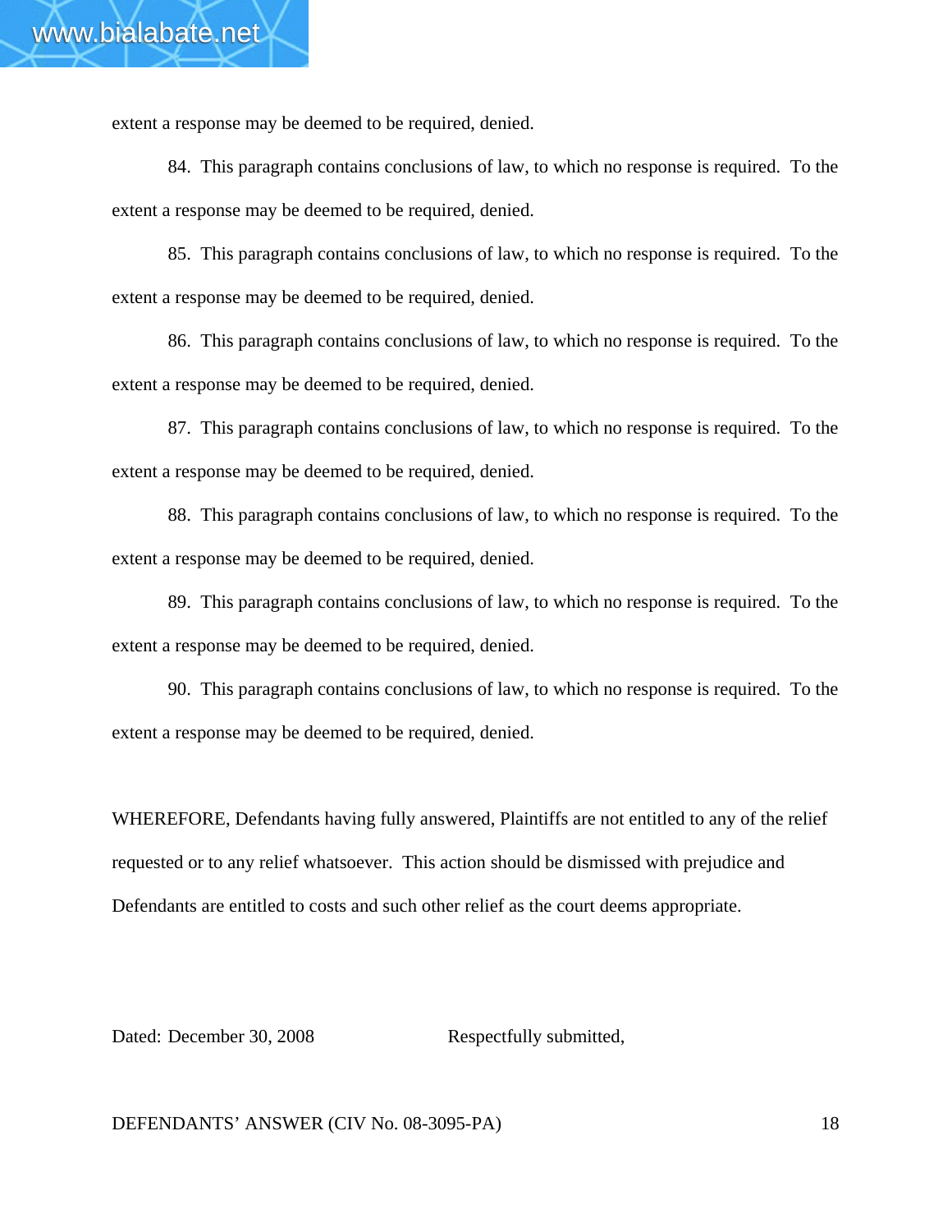extent a response may be deemed to be required, denied.

84. This paragraph contains conclusions of law, to which no response is required. To the extent a response may be deemed to be required, denied.

85. This paragraph contains conclusions of law, to which no response is required. To the extent a response may be deemed to be required, denied.

86. This paragraph contains conclusions of law, to which no response is required. To the extent a response may be deemed to be required, denied.

87. This paragraph contains conclusions of law, to which no response is required. To the extent a response may be deemed to be required, denied.

88. This paragraph contains conclusions of law, to which no response is required. To the extent a response may be deemed to be required, denied.

89. This paragraph contains conclusions of law, to which no response is required. To the extent a response may be deemed to be required, denied.

90. This paragraph contains conclusions of law, to which no response is required. To the extent a response may be deemed to be required, denied.

WHEREFORE, Defendants having fully answered, Plaintiffs are not entitled to any of the relief requested or to any relief whatsoever. This action should be dismissed with prejudice and Defendants are entitled to costs and such other relief as the court deems appropriate.

Dated: December 30, 2008 Respectfully submitted,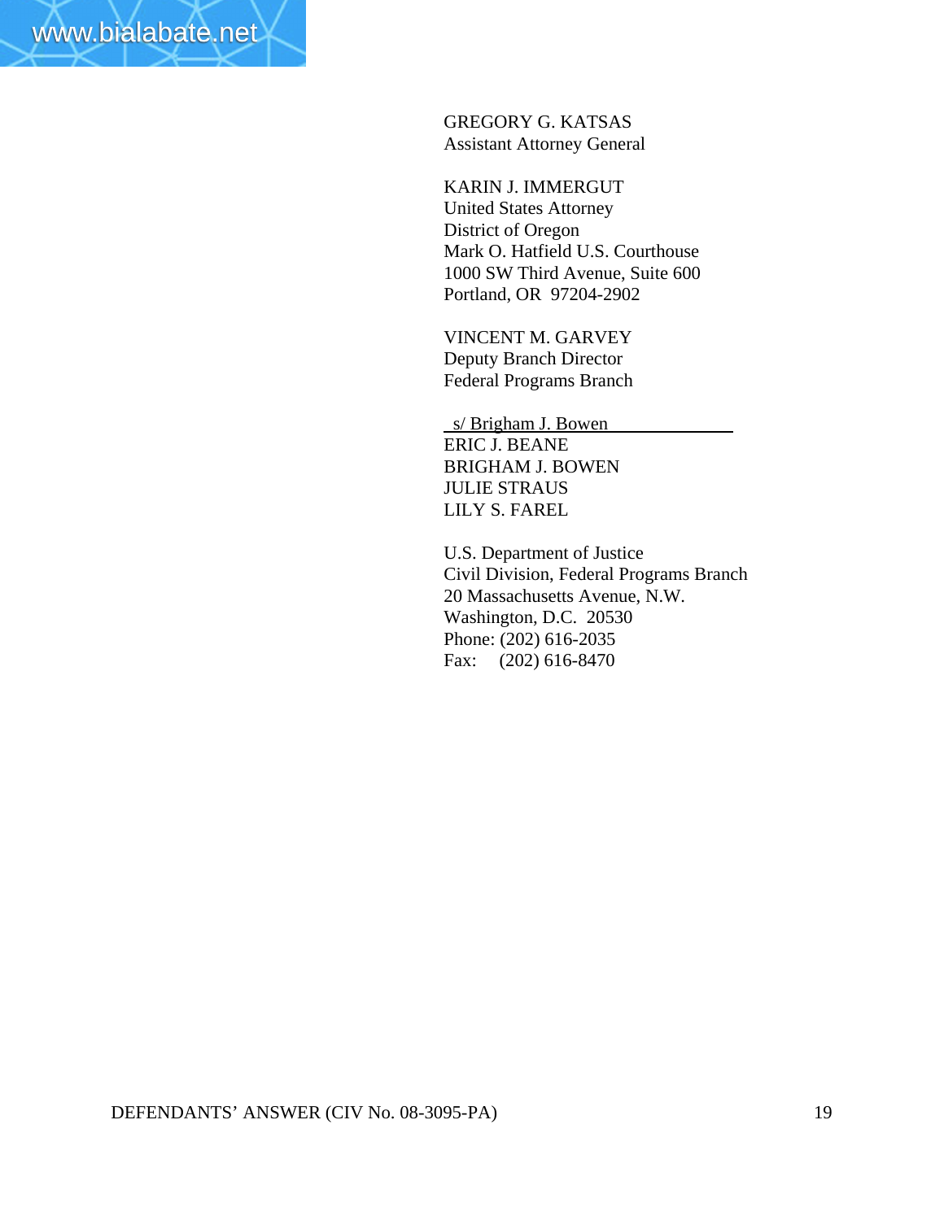GREGORY G. KATSAS
Assistant Attorney General

KARIN J. IMMERGUT
United States Attorney
District of Oregon
Mark O. Hatfield U.S. Courthouse
1000 SW Third Avenue, Suite 600
Portland, OR 97204-2902

VINCENT M. GARVEY
Deputy Branch Director
Federal Programs Branch

s/ Brigham J. Bowen
ERIC J. BEANE
BRIGHAM J. BOWEN
JULIE STRAUS
LILY S. FAREL

U.S. Department of Justice
Civil Division, Federal Programs Branch
20 Massachusetts Avenue, N.W.
Washington, D.C. 20530
Phone: (202) 616-2035
Fax: (202) 616-8470